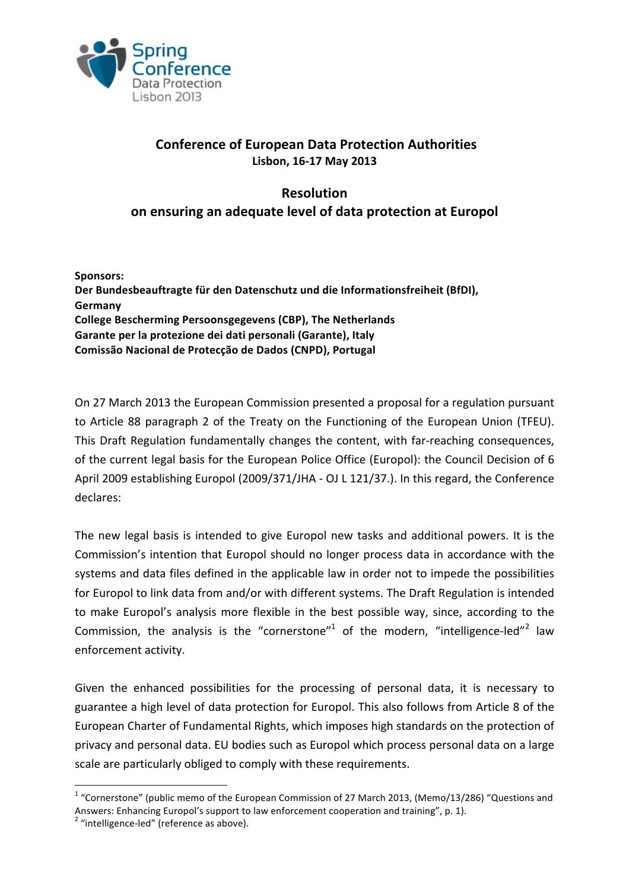Spring Conference
Data Protection
Lisbon 2013

# Conference of European Data Protection Authorities

**Lisbon, 16-17 May 2013**

## Resolution
## on ensuring an adequate level of data protection at Europol

**Sponsors:**
**Der Bundesbeauftragte für den Datenschutz und die Informationsfreiheit (BfDI), Germany**
**College Bescherming Persoonsgegevens (CBP), The Netherlands**
**Garante per la protezione dei dati personali (Garante), Italy**
**Comissão Nacional de Protecção de Dados (CNPD), Portugal**

On 27 March 2013 the European Commission presented a proposal for a regulation pursuant to Article 88 paragraph 2 of the Treaty on the Functioning of the European Union (TFEU). This Draft Regulation fundamentally changes the content, with far-reaching consequences, of the current legal basis for the European Police Office (Europol): the Council Decision of 6 April 2009 establishing Europol (2009/371/JHA - OJ L 121/37.). In this regard, the Conference declares:

The new legal basis is intended to give Europol new tasks and additional powers. It is the Commission's intention that Europol should no longer process data in accordance with the systems and data files defined in the applicable law in order not to impede the possibilities for Europol to link data from and/or with different systems. The Draft Regulation is intended to make Europol's analysis more flexible in the best possible way, since, according to the Commission, the analysis is the "cornerstone"[1] of the modern, "intelligence-led"[2] law enforcement activity.

Given the enhanced possibilities for the processing of personal data, it is necessary to guarantee a high level of data protection for Europol. This also follows from Article 8 of the European Charter of Fundamental Rights, which imposes high standards on the protection of privacy and personal data. EU bodies such as Europol which process personal data on a large scale are particularly obliged to comply with these requirements.

[1] "Cornerstone" (public memo of the European Commission of 27 March 2013, (Memo/13/286) "Questions and Answers: Enhancing Europol's support to law enforcement cooperation and training", p. 1).
[2] "intelligence-led" (reference as above).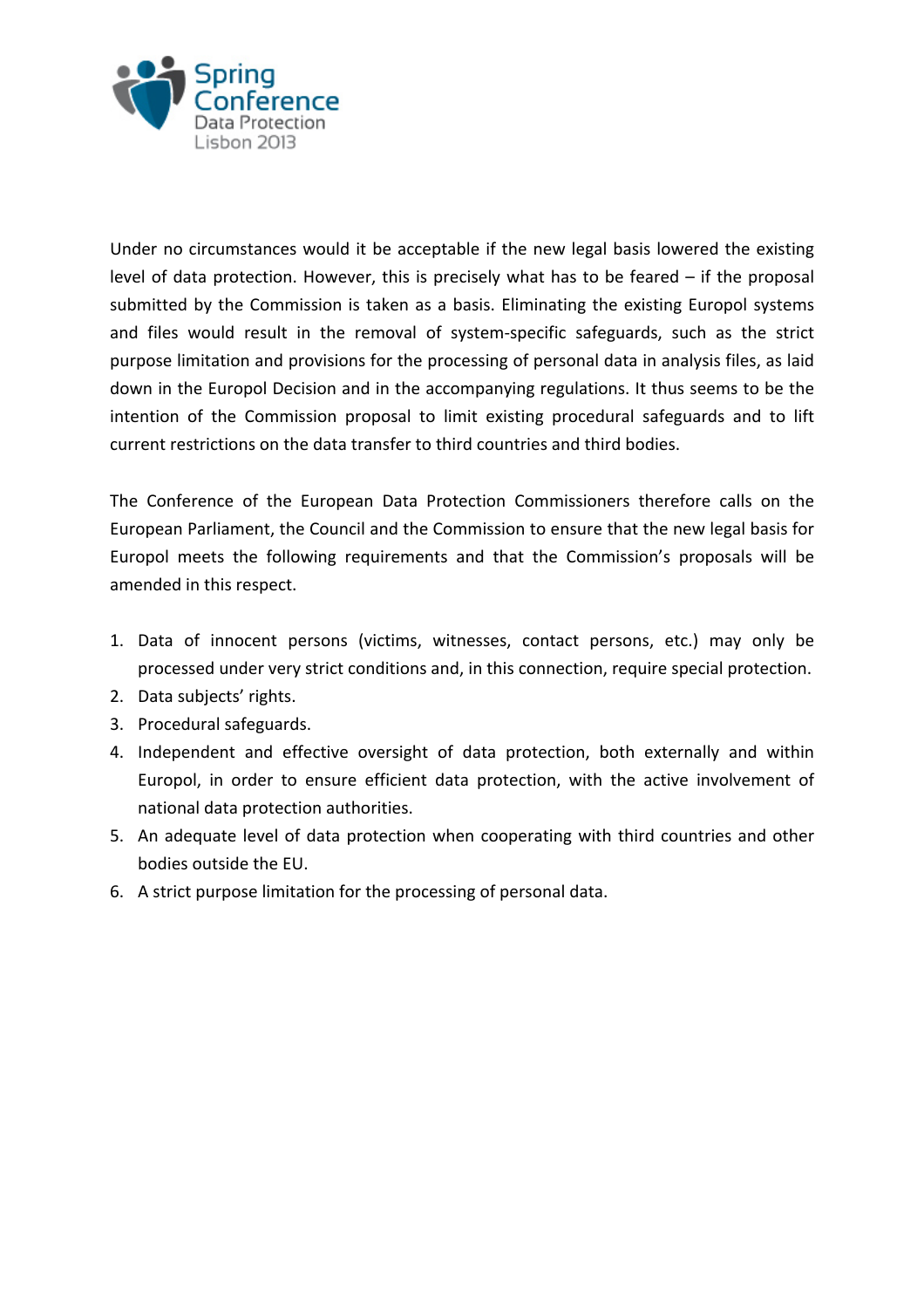Under no circumstances would it be acceptable if the new legal basis lowered the existing level of data protection. However, this is precisely what has to be feared – if the proposal submitted by the Commission is taken as a basis. Eliminating the existing Europol systems and files would result in the removal of system-specific safeguards, such as the strict purpose limitation and provisions for the processing of personal data in analysis files, as laid down in the Europol Decision and in the accompanying regulations. It thus seems to be the intention of the Commission proposal to limit existing procedural safeguards and to lift current restrictions on the data transfer to third countries and third bodies.

The Conference of the European Data Protection Commissioners therefore calls on the European Parliament, the Council and the Commission to ensure that the new legal basis for Europol meets the following requirements and that the Commission's proposals will be amended in this respect.

1. Data of innocent persons (victims, witnesses, contact persons, etc.) may only be processed under very strict conditions and, in this connection, require special protection.
2. Data subjects' rights.
3. Procedural safeguards.
4. Independent and effective oversight of data protection, both externally and within Europol, in order to ensure efficient data protection, with the active involvement of national data protection authorities.
5. An adequate level of data protection when cooperating with third countries and other bodies outside the EU.
6. A strict purpose limitation for the processing of personal data.